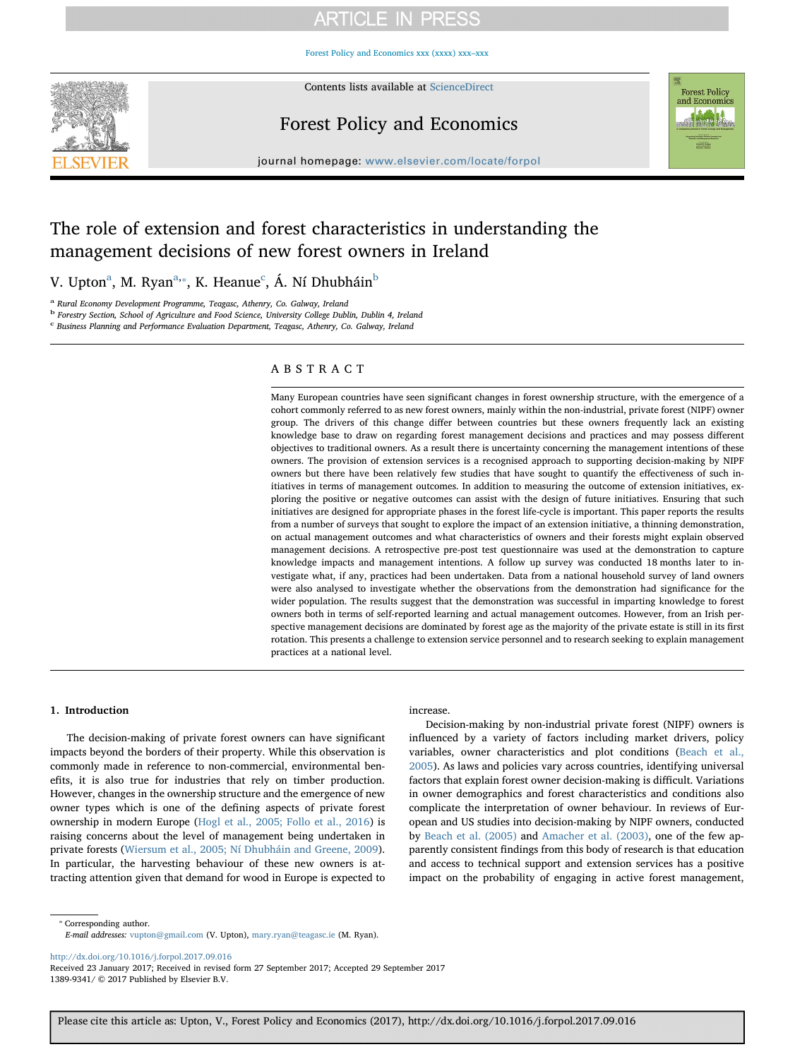# The role of extension and forest characteristics in understanding the management decisions of new forest owners in Ireland

V. Upton[a], M. Ryan[a,*], K. Heanue[c], Á. Ní Dhubháin[b]

[a] Rural Economy Development Programme, Teagasc, Athenry, Co. Galway, Ireland
[b] Forestry Section, School of Agriculture and Food Science, University College Dublin, Dublin 4, Ireland
[c] Business Planning and Performance Evaluation Department, Teagasc, Athenry, Co. Galway, Ireland

## ABSTRACT

Many European countries have seen significant changes in forest ownership structure, with the emergence of a cohort commonly referred to as new forest owners, mainly within the non-industrial, private forest (NIPF) owner group. The drivers of this change differ between countries but these owners frequently lack an existing knowledge base to draw on regarding forest management decisions and practices and may possess different objectives to traditional owners. As a result there is uncertainty concerning the management intentions of these owners. The provision of extension services is a recognised approach to supporting decision-making by NIPF owners but there have been relatively few studies that have sought to quantify the effectiveness of such initiatives in terms of management outcomes. In addition to measuring the outcome of extension initiatives, exploring the positive or negative outcomes can assist with the design of future initiatives. Ensuring that such initiatives are designed for appropriate phases in the forest life-cycle is important. This paper reports the results from a number of surveys that sought to explore the impact of an extension initiative, a thinning demonstration, on actual management outcomes and what characteristics of owners and their forests might explain observed management decisions. A retrospective pre-post test questionnaire was used at the demonstration to capture knowledge impacts and management intentions. A follow up survey was conducted 18 months later to investigate what, if any, practices had been undertaken. Data from a national household survey of land owners were also analysed to investigate whether the observations from the demonstration had significance for the wider population. The results suggest that the demonstration was successful in imparting knowledge to forest owners both in terms of self-reported learning and actual management outcomes. However, from an Irish perspective management decisions are dominated by forest age as the majority of the private estate is still in its first rotation. This presents a challenge to extension service personnel and to research seeking to explain management practices at a national level.

## 1. Introduction

The decision-making of private forest owners can have significant impacts beyond the borders of their property. While this observation is commonly made in reference to non-commercial, environmental benefits, it is also true for industries that rely on timber production. However, changes in the ownership structure and the emergence of new owner types which is one of the defining aspects of private forest ownership in modern Europe (Hogl et al., 2005; Follo et al., 2016) is raising concerns about the level of management being undertaken in private forests (Wiersum et al., 2005; Ní Dhubháin and Greene, 2009). In particular, the harvesting behaviour of these new owners is attracting attention given that demand for wood in Europe is expected to increase.

Decision-making by non-industrial private forest (NIPF) owners is influenced by a variety of factors including market drivers, policy variables, owner characteristics and plot conditions (Beach et al., 2005). As laws and policies vary across countries, identifying universal factors that explain forest owner decision-making is difficult. Variations in owner demographics and forest characteristics and conditions also complicate the interpretation of owner behaviour. In reviews of European and US studies into decision-making by NIPF owners, conducted by Beach et al. (2005) and Amacher et al. (2003), one of the few apparently consistent findings from this body of research is that education and access to technical support and extension services has a positive impact on the probability of engaging in active forest management,

* Corresponding author.
*E-mail addresses:* vupton@gmail.com (V. Upton), mary.ryan@teagasc.ie (M. Ryan).

http://dx.doi.org/10.1016/j.forpol.2017.09.016
Received 23 January 2017; Received in revised form 27 September 2017; Accepted 29 September 2017
1389-9341/ © 2017 Published by Elsevier B.V.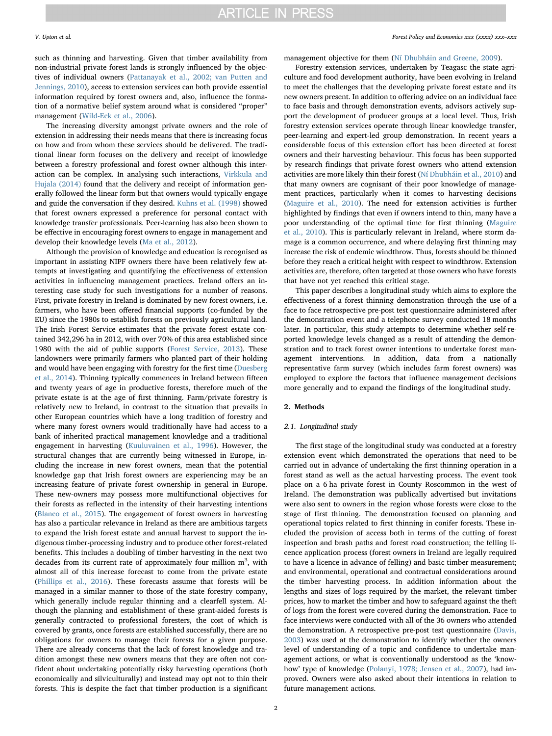such as thinning and harvesting. Given that timber availability from non-industrial private forest lands is strongly influenced by the objectives of individual owners (Pattanayak et al., 2002; van Putten and Jennings, 2010), access to extension services can both provide essential information required by forest owners and, also, influence the formation of a normative belief system around what is considered "proper" management (Wild-Eck et al., 2006).

The increasing diversity amongst private owners and the role of extension in addressing their needs means that there is increasing focus on how and from whom these services should be delivered. The traditional linear form focuses on the delivery and receipt of knowledge between a forestry professional and forest owner although this interaction can be complex. In analysing such interactions, Virkkula and Hujala (2014) found that the delivery and receipt of information generally followed the linear form but that owners would typically engage and guide the conversation if they desired. Kuhns et al. (1998) showed that forest owners expressed a preference for personal contact with knowledge transfer professionals. Peer-learning has also been shown to be effective in encouraging forest owners to engage in management and develop their knowledge levels (Ma et al., 2012).

Although the provision of knowledge and education is recognised as important in assisting NIPF owners there have been relatively few attempts at investigating and quantifying the effectiveness of extension activities in influencing management practices. Ireland offers an interesting case study for such investigations for a number of reasons. First, private forestry in Ireland is dominated by new forest owners, i.e. farmers, who have been offered financial supports (co-funded by the EU) since the 1980s to establish forests on previously agricultural land. The Irish Forest Service estimates that the private forest estate contained 342,296 ha in 2012, with over 70% of this area established since 1980 with the aid of public supports (Forest Service, 2013). These landowners were primarily farmers who planted part of their holding and would have been engaging with forestry for the first time (Duesberg et al., 2014). Thinning typically commences in Ireland between fifteen and twenty years of age in productive forests, therefore much of the private estate is at the age of first thinning. Farm/private forestry is relatively new to Ireland, in contrast to the situation that prevails in other European countries which have a long tradition of forestry and where many forest owners would traditionally have had access to a bank of inherited practical management knowledge and a traditional engagement in harvesting (Kuuluvainen et al., 1996). However, the structural changes that are currently being witnessed in Europe, including the increase in new forest owners, mean that the potential knowledge gap that Irish forest owners are experiencing may be an increasing feature of private forest ownership in general in Europe. These new-owners may possess more multifunctional objectives for their forests as reflected in the intensity of their harvesting intentions (Blanco et al., 2015). The engagement of forest owners in harvesting has also a particular relevance in Ireland as there are ambitious targets to expand the Irish forest estate and annual harvest to support the indigenous timber-processing industry and to produce other forest-related benefits. This includes a doubling of timber harvesting in the next two decades from its current rate of approximately four million m$^3$, with almost all of this increase forecast to come from the private estate (Phillips et al., 2016). These forecasts assume that forests will be managed in a similar manner to those of the state forestry company, which generally include regular thinning and a clearfell system. Although the planning and establishment of these grant-aided forests is generally contracted to professional foresters, the cost of which is covered by grants, once forests are established successfully, there are no obligations for owners to manage their forests for a given purpose. There are already concerns that the lack of forest knowledge and tradition amongst these new owners means that they are often not confident about undertaking potentially risky harvesting operations (both economically and silviculturally) and instead may opt not to thin their forests. This is despite the fact that timber production is a significant management objective for them (Ní Dhubháin and Greene, 2009).

Forestry extension services, undertaken by Teagasc the state agriculture and food development authority, have been evolving in Ireland to meet the challenges that the developing private forest estate and its new owners present. In addition to offering advice on an individual face to face basis and through demonstration events, advisors actively support the development of producer groups at a local level. Thus, Irish forestry extension services operate through linear knowledge transfer, peer-learning and expert-led group demonstration. In recent years a considerable focus of this extension effort has been directed at forest owners and their harvesting behaviour. This focus has been supported by research findings that private forest owners who attend extension activities are more likely thin their forest (Ní Dhubháin et al., 2010) and that many owners are cognisant of their poor knowledge of management practices, particularly when it comes to harvesting decisions (Maguire et al., 2010). The need for extension activities is further highlighted by findings that even if owners intend to thin, many have a poor understanding of the optimal time for first thinning (Maguire et al., 2010). This is particularly relevant in Ireland, where storm damage is a common occurrence, and where delaying first thinning may increase the risk of endemic windthrow. Thus, forests should be thinned before they reach a critical height with respect to windthrow. Extension activities are, therefore, often targeted at those owners who have forests that have not yet reached this critical stage.

This paper describes a longitudinal study which aims to explore the effectiveness of a forest thinning demonstration through the use of a face to face retrospective pre-post test questionnaire administered after the demonstration event and a telephone survey conducted 18 months later. In particular, this study attempts to determine whether self-reported knowledge levels changed as a result of attending the demonstration and to track forest owner intentions to undertake forest management interventions. In addition, data from a nationally representative farm survey (which includes farm forest owners) was employed to explore the factors that influence management decisions more generally and to expand the findings of the longitudinal study.

## 2. Methods

### 2.1. Longitudinal study

The first stage of the longitudinal study was conducted at a forestry extension event which demonstrated the operations that need to be carried out in advance of undertaking the first thinning operation in a forest stand as well as the actual harvesting process. The event took place on a 6 ha private forest in County Roscommon in the west of Ireland. The demonstration was publically advertised but invitations were also sent to owners in the region whose forests were close to the stage of first thinning. The demonstration focused on planning and operational topics related to first thinning in conifer forests. These included the provision of access both in terms of the cutting of forest inspection and brash paths and forest road construction; the felling licence application process (forest owners in Ireland are legally required to have a licence in advance of felling) and basic timber measurement; and environmental, operational and contractual considerations around the timber harvesting process. In addition information about the lengths and sizes of logs required by the market, the relevant timber prices, how to market the timber and how to safeguard against the theft of logs from the forest were covered during the demonstration. Face to face interviews were conducted with all of the 36 owners who attended the demonstration. A retrospective pre-post test questionnaire (Davis, 2003) was used at the demonstration to identify whether the owners level of understanding of a topic and confidence to undertake management actions, or what is conventionally understood as the 'know-how' type of knowledge (Polanyi, 1978; Jensen et al., 2007), had improved. Owners were also asked about their intentions in relation to future management actions.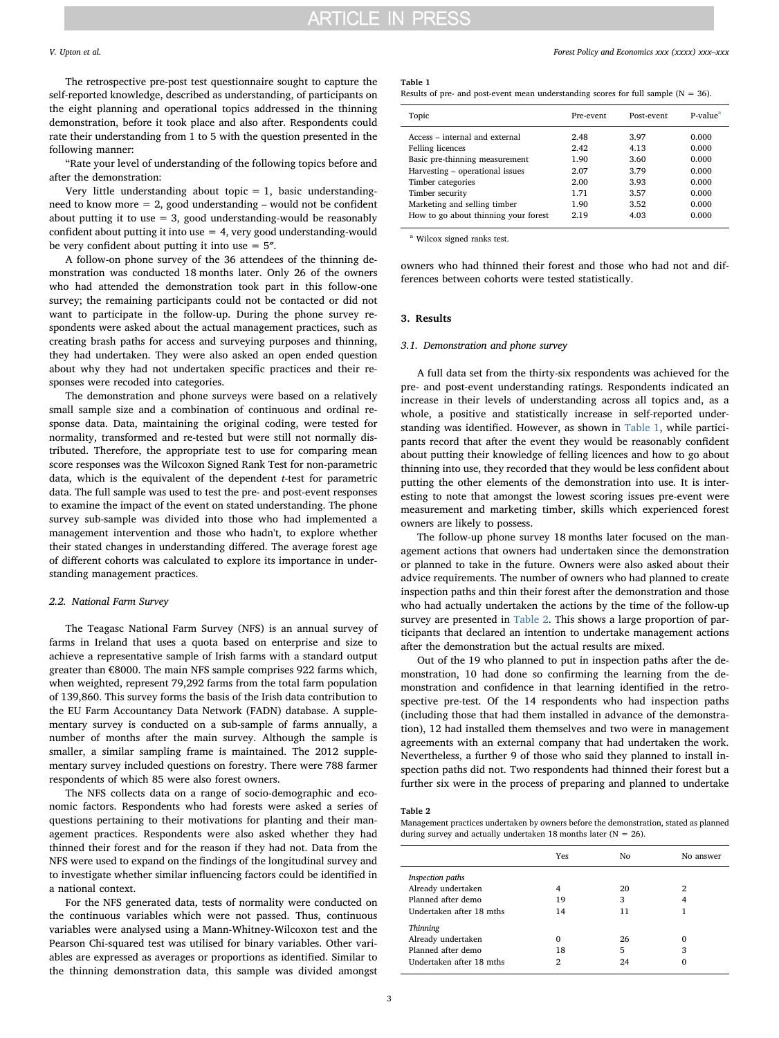The retrospective pre-post test questionnaire sought to capture the self-reported knowledge, described as understanding, of participants on the eight planning and operational topics addressed in the thinning demonstration, before it took place and also after. Respondents could rate their understanding from 1 to 5 with the question presented in the following manner:

"Rate your level of understanding of the following topics before and after the demonstration:

Very little understanding about topic = 1, basic understanding-need to know more = 2, good understanding – would not be confident about putting it to use = 3, good understanding-would be reasonably confident about putting it into use = 4, very good understanding-would be very confident about putting it into use = 5″.

A follow-on phone survey of the 36 attendees of the thinning demonstration was conducted 18 months later. Only 26 of the owners who had attended the demonstration took part in this follow-one survey; the remaining participants could not be contacted or did not want to participate in the follow-up. During the phone survey respondents were asked about the actual management practices, such as creating brash paths for access and surveying purposes and thinning, they had undertaken. They were also asked an open ended question about why they had not undertaken specific practices and their responses were recoded into categories.

The demonstration and phone surveys were based on a relatively small sample size and a combination of continuous and ordinal response data. Data, maintaining the original coding, were tested for normality, transformed and re-tested but were still not normally distributed. Therefore, the appropriate test to use for comparing mean score responses was the Wilcoxon Signed Rank Test for non-parametric data, which is the equivalent of the dependent t-test for parametric data. The full sample was used to test the pre- and post-event responses to examine the impact of the event on stated understanding. The phone survey sub-sample was divided into those who had implemented a management intervention and those who hadn't, to explore whether their stated changes in understanding differed. The average forest age of different cohorts was calculated to explore its importance in understanding management practices.

### 2.2. National Farm Survey

The Teagasc National Farm Survey (NFS) is an annual survey of farms in Ireland that uses a quota based on enterprise and size to achieve a representative sample of Irish farms with a standard output greater than €8000. The main NFS sample comprises 922 farms which, when weighted, represent 79,292 farms from the total farm population of 139,860. This survey forms the basis of the Irish data contribution to the EU Farm Accountancy Data Network (FADN) database. A supplementary survey is conducted on a sub-sample of farms annually, a number of months after the main survey. Although the sample is smaller, a similar sampling frame is maintained. The 2012 supplementary survey included questions on forestry. There were 788 farmer respondents of which 85 were also forest owners.

The NFS collects data on a range of socio-demographic and economic factors. Respondents who had forests were asked a series of questions pertaining to their motivations for planting and their management practices. Respondents were also asked whether they had thinned their forest and for the reason if they had not. Data from the NFS were used to expand on the findings of the longitudinal survey and to investigate whether similar influencing factors could be identified in a national context.

For the NFS generated data, tests of normality were conducted on the continuous variables which were not passed. Thus, continuous variables were analysed using a Mann-Whitney-Wilcoxon test and the Pearson Chi-squared test was utilised for binary variables. Other variables are expressed as averages or proportions as identified. Similar to the thinning demonstration data, this sample was divided amongst owners who had thinned their forest and those who had not and differences between cohorts were tested statistically.

**Table 1**
Results of pre- and post-event mean understanding scores for full sample (N = 36).

| Topic | Pre-event | Post-event | P-value[a] |
|---|---|---|---|
| Access – internal and external | 2.48 | 3.97 | 0.000 |
| Felling licences | 2.42 | 4.13 | 0.000 |
| Basic pre-thinning measurement | 1.90 | 3.60 | 0.000 |
| Harvesting – operational issues | 2.07 | 3.79 | 0.000 |
| Timber categories | 2.00 | 3.93 | 0.000 |
| Timber security | 1.71 | 3.57 | 0.000 |
| Marketing and selling timber | 1.90 | 3.52 | 0.000 |
| How to go about thinning your forest | 2.19 | 4.03 | 0.000 |

[a] Wilcox signed ranks test.

## 3. Results

### 3.1. Demonstration and phone survey

A full data set from the thirty-six respondents was achieved for the pre- and post-event understanding ratings. Respondents indicated an increase in their levels of understanding across all topics and, as a whole, a positive and statistically increase in self-reported understanding was identified. However, as shown in Table 1, while participants record that after the event they would be reasonably confident about putting their knowledge of felling licences and how to go about thinning into use, they recorded that they would be less confident about putting the other elements of the demonstration into use. It is interesting to note that amongst the lowest scoring issues pre-event were measurement and marketing timber, skills which experienced forest owners are likely to possess.

The follow-up phone survey 18 months later focused on the management actions that owners had undertaken since the demonstration or planned to take in the future. Owners were also asked about their advice requirements. The number of owners who had planned to create inspection paths and thin their forest after the demonstration and those who had actually undertaken the actions by the time of the follow-up survey are presented in Table 2. This shows a large proportion of participants that declared an intention to undertake management actions after the demonstration but the actual results are mixed.

Out of the 19 who planned to put in inspection paths after the demonstration, 10 had done so confirming the learning from the demonstration and confidence in that learning identified in the retrospective pre-test. Of the 14 respondents who had inspection paths (including those that had them installed in advance of the demonstration), 12 had installed them themselves and two were in management agreements with an external company that had undertaken the work. Nevertheless, a further 9 of those who said they planned to install inspection paths did not. Two respondents had thinned their forest but a further six were in the process of preparing and planned to undertake

**Table 2**
Management practices undertaken by owners before the demonstration, stated as planned during survey and actually undertaken 18 months later (N = 26).

| | Yes | No | No answer |
|---|---|---|---|
| *Inspection paths* | | | |
| Already undertaken | 4 | 20 | 2 |
| Planned after demo | 19 | 3 | 4 |
| Undertaken after 18 mths | 14 | 11 | 1 |
| *Thinning* | | | |
| Already undertaken | 0 | 26 | 0 |
| Planned after demo | 18 | 5 | 3 |
| Undertaken after 18 mths | 2 | 24 | 0 |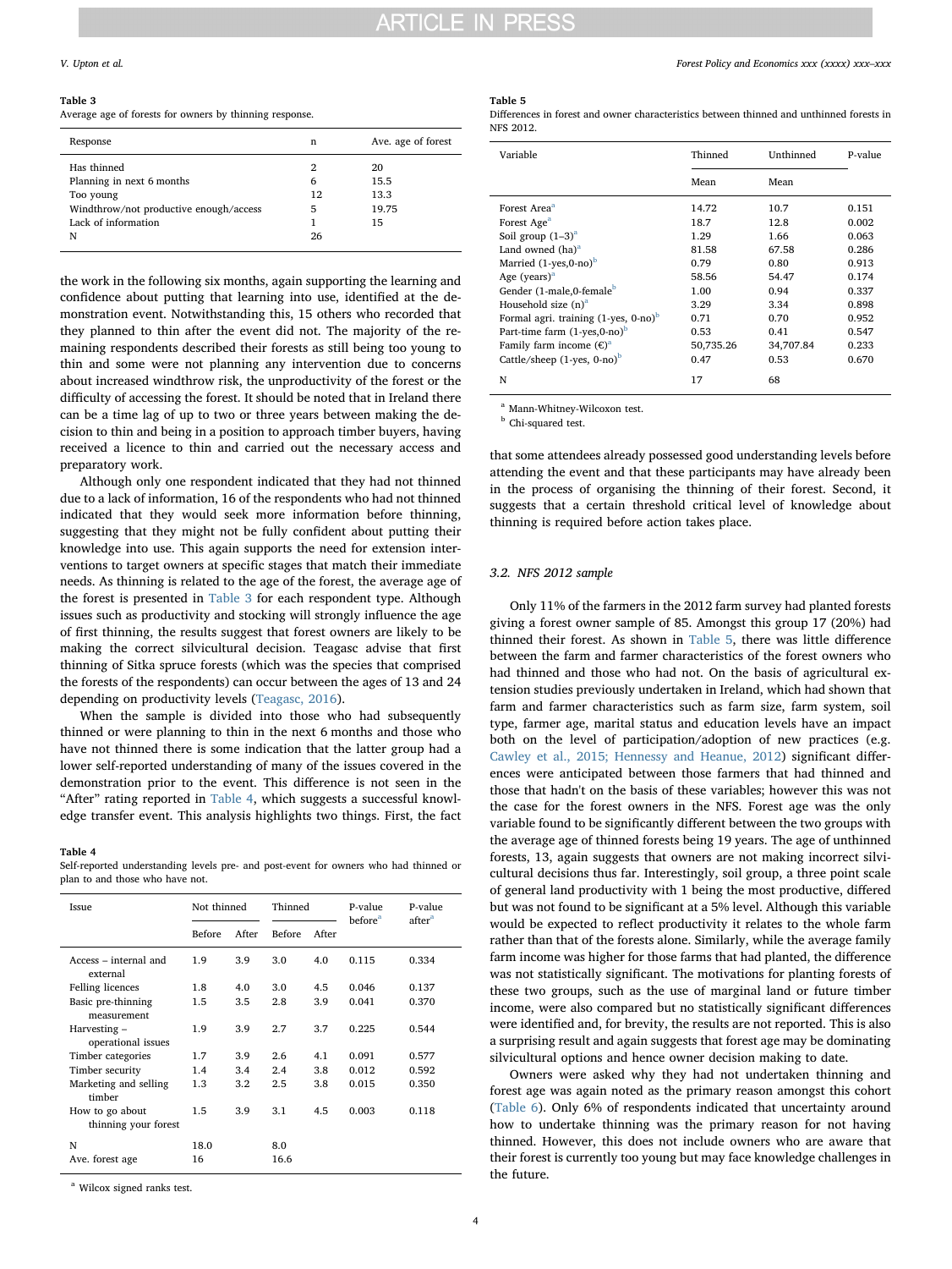**Table 3**
Average age of forests for owners by thinning response.

| Response | n | Ave. age of forest |
|---|---|---|
| Has thinned | 2 | 20 |
| Planning in next 6 months | 6 | 15.5 |
| Too young | 12 | 13.3 |
| Windthrow/not productive enough/access | 5 | 19.75 |
| Lack of information | 1 | 15 |
| N | 26 | |

the work in the following six months, again supporting the learning and confidence about putting that learning into use, identified at the demonstration event. Notwithstanding this, 15 others who recorded that they planned to thin after the event did not. The majority of the remaining respondents described their forests as still being too young to thin and some were not planning any intervention due to concerns about increased windthrow risk, the unproductivity of the forest or the difficulty of accessing the forest. It should be noted that in Ireland there can be a time lag of up to two or three years between making the decision to thin and being in a position to approach timber buyers, having received a licence to thin and carried out the necessary access and preparatory work.

Although only one respondent indicated that they had not thinned due to a lack of information, 16 of the respondents who had not thinned indicated that they would seek more information before thinning, suggesting that they might not be fully confident about putting their knowledge into use. This again supports the need for extension interventions to target owners at specific stages that match their immediate needs. As thinning is related to the age of the forest, the average age of the forest is presented in Table 3 for each respondent type. Although issues such as productivity and stocking will strongly influence the age of first thinning, the results suggest that forest owners are likely to be making the correct silvicultural decision. Teagasc advise that first thinning of Sitka spruce forests (which was the species that comprised the forests of the respondents) can occur between the ages of 13 and 24 depending on productivity levels (Teagasc, 2016).

When the sample is divided into those who had subsequently thinned or were planning to thin in the next 6 months and those who have not thinned there is some indication that the latter group had a lower self-reported understanding of many of the issues covered in the demonstration prior to the event. This difference is not seen in the "After" rating reported in Table 4, which suggests a successful knowledge transfer event. This analysis highlights two things. First, the fact that some attendees already possessed good understanding levels before attending the event and that these participants may have already been in the process of organising the thinning of their forest. Second, it suggests that a certain threshold critical level of knowledge about thinning is required before action takes place.

**Table 4**
Self-reported understanding levels pre- and post-event for owners who had thinned or plan to and those who have not.

| Issue | Not thinned | | Thinned | | P-value before[a] | P-value after[a] |
|---|---|---|---|---|---|---|
| | Before | After | Before | After | | |
| Access – internal and external | 1.9 | 3.9 | 3.0 | 4.0 | 0.115 | 0.334 |
| Felling licences | 1.8 | 4.0 | 3.0 | 4.5 | 0.046 | 0.137 |
| Basic pre-thinning measurement | 1.5 | 3.5 | 2.8 | 3.9 | 0.041 | 0.370 |
| Harvesting – operational issues | 1.9 | 3.9 | 2.7 | 3.7 | 0.225 | 0.544 |
| Timber categories | 1.7 | 3.9 | 2.6 | 4.1 | 0.091 | 0.577 |
| Timber security | 1.4 | 3.4 | 2.4 | 3.8 | 0.012 | 0.592 |
| Marketing and selling timber | 1.3 | 3.2 | 2.5 | 3.8 | 0.015 | 0.350 |
| How to go about thinning your forest | 1.5 | 3.9 | 3.1 | 4.5 | 0.003 | 0.118 |
| N | 18.0 | | 8.0 | | | |
| Ave. forest age | 16 | | 16.6 | | | |

[a] Wilcox signed ranks test.

**Table 5**
Differences in forest and owner characteristics between thinned and unthinned forests in NFS 2012.

| Variable | Thinned | Unthinned | P-value |
|---|---|---|---|
| | Mean | Mean | |
| Forest Area[a] | 14.72 | 10.7 | 0.151 |
| Forest Age[a] | 18.7 | 12.8 | 0.002 |
| Soil group (1–3)[a] | 1.29 | 1.66 | 0.063 |
| Land owned (ha)[a] | 81.58 | 67.58 | 0.286 |
| Married (1-yes,0-no)[b] | 0.79 | 0.80 | 0.913 |
| Age (years)[a] | 58.56 | 54.47 | 0.174 |
| Gender (1-male,0-female[b] | 1.00 | 0.94 | 0.337 |
| Household size (n)[a] | 3.29 | 3.34 | 0.898 |
| Formal agri. training (1-yes, 0-no)[b] | 0.71 | 0.70 | 0.952 |
| Part-time farm (1-yes,0-no)[b] | 0.53 | 0.41 | 0.547 |
| Family farm income (€)[a] | 50,735.26 | 34,707.84 | 0.233 |
| Cattle/sheep (1-yes, 0-no)[b] | 0.47 | 0.53 | 0.670 |
| N | 17 | 68 | |

[a] Mann-Whitney-Wilcoxon test.
[b] Chi-squared test.

### 3.2. NFS 2012 sample

Only 11% of the farmers in the 2012 farm survey had planted forests giving a forest owner sample of 85. Amongst this group 17 (20%) had thinned their forest. As shown in Table 5, there was little difference between the farm and farmer characteristics of the forest owners who had thinned and those who had not. On the basis of agricultural extension studies previously undertaken in Ireland, which had shown that farm and farmer characteristics such as farm size, farm system, soil type, farmer age, marital status and education levels have an impact both on the level of participation/adoption of new practices (e.g. Cawley et al., 2015; Hennessy and Heanue, 2012) significant differences were anticipated between those farmers that had thinned and those that hadn't on the basis of these variables; however this was not the case for the forest owners in the NFS. Forest age was the only variable found to be significantly different between the two groups with the average age of thinned forests being 19 years. The age of unthinned forests, 13, again suggests that owners are not making incorrect silvicultural decisions thus far. Interestingly, soil group, a three point scale of general land productivity with 1 being the most productive, differed but was not found to be significant at a 5% level. Although this variable would be expected to reflect productivity it relates to the whole farm rather than that of the forests alone. Similarly, while the average family farm income was higher for those farms that had planted, the difference was not statistically significant. The motivations for planting forests of these two groups, such as the use of marginal land or future timber income, were also compared but no statistically significant differences were identified and, for brevity, the results are not reported. This is also a surprising result and again suggests that forest age may be dominating silvicultural options and hence owner decision making to date.

Owners were asked why they had not undertaken thinning and forest age was again noted as the primary reason amongst this cohort (Table 6). Only 6% of respondents indicated that uncertainty around how to undertake thinning was the primary reason for not having thinned. However, this does not include owners who are aware that their forest is currently too young but may face knowledge challenges in the future.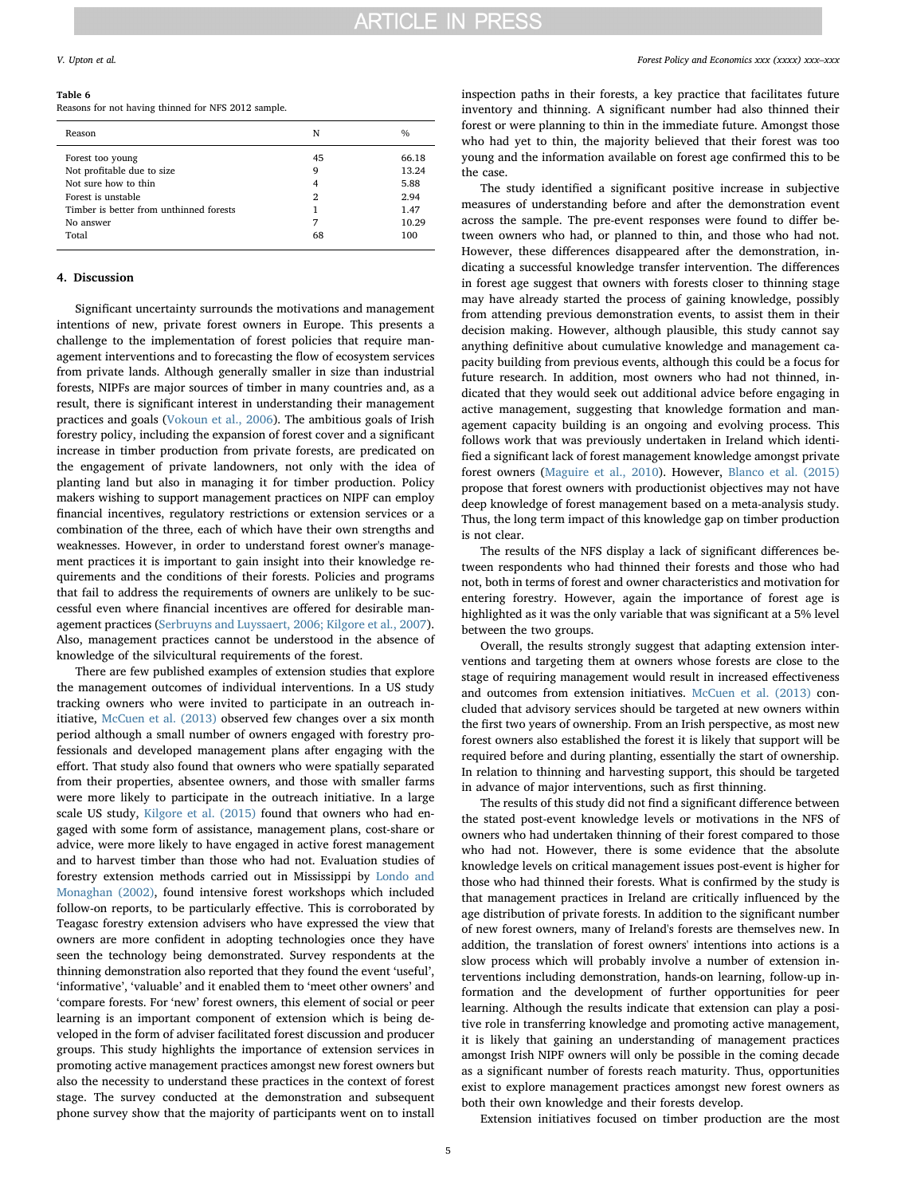Table 6
Reasons for not having thinned for NFS 2012 sample.

| Reason | N | % |
|---|---|---|
| Forest too young | 45 | 66.18 |
| Not profitable due to size | 9 | 13.24 |
| Not sure how to thin | 4 | 5.88 |
| Forest is unstable | 2 | 2.94 |
| Timber is better from unthinned forests | 1 | 1.47 |
| No answer | 7 | 10.29 |
| Total | 68 | 100 |

## 4. Discussion

Significant uncertainty surrounds the motivations and management intentions of new, private forest owners in Europe. This presents a challenge to the implementation of forest policies that require management interventions and to forecasting the flow of ecosystem services from private lands. Although generally smaller in size than industrial forests, NIPFs are major sources of timber in many countries and, as a result, there is significant interest in understanding their management practices and goals (Vokoun et al., 2006). The ambitious goals of Irish forestry policy, including the expansion of forest cover and a significant increase in timber production from private forests, are predicated on the engagement of private landowners, not only with the idea of planting land but also in managing it for timber production. Policy makers wishing to support management practices on NIPF can employ financial incentives, regulatory restrictions or extension services or a combination of the three, each of which have their own strengths and weaknesses. However, in order to understand forest owner's management practices it is important to gain insight into their knowledge requirements and the conditions of their forests. Policies and programs that fail to address the requirements of owners are unlikely to be successful even where financial incentives are offered for desirable management practices (Serbruyns and Luyssaert, 2006; Kilgore et al., 2007). Also, management practices cannot be understood in the absence of knowledge of the silvicultural requirements of the forest.

There are few published examples of extension studies that explore the management outcomes of individual interventions. In a US study tracking owners who were invited to participate in an outreach initiative, McCuen et al. (2013) observed few changes over a six month period although a small number of owners engaged with forestry professionals and developed management plans after engaging with the effort. That study also found that owners who were spatially separated from their properties, absentee owners, and those with smaller farms were more likely to participate in the outreach initiative. In a large scale US study, Kilgore et al. (2015) found that owners who had engaged with some form of assistance, management plans, cost-share or advice, were more likely to have engaged in active forest management and to harvest timber than those who had not. Evaluation studies of forestry extension methods carried out in Mississippi by Londo and Monaghan (2002), found intensive forest workshops which included follow-on reports, to be particularly effective. This is corroborated by Teagasc forestry extension advisers who have expressed the view that owners are more confident in adopting technologies once they have seen the technology being demonstrated. Survey respondents at the thinning demonstration also reported that they found the event 'useful', 'informative', 'valuable' and it enabled them to 'meet other owners' and 'compare forests. For 'new' forest owners, this element of social or peer learning is an important component of extension which is being developed in the form of adviser facilitated forest discussion and producer groups. This study highlights the importance of extension services in promoting active management practices amongst new forest owners but also the necessity to understand these practices in the context of forest stage. The survey conducted at the demonstration and subsequent phone survey show that the majority of participants went on to install inspection paths in their forests, a key practice that facilitates future inventory and thinning. A significant number had also thinned their forest or were planning to thin in the immediate future. Amongst those who had yet to thin, the majority believed that their forest was too young and the information available on forest age confirmed this to be the case.

The study identified a significant positive increase in subjective measures of understanding before and after the demonstration event across the sample. The pre-event responses were found to differ between owners who had, or planned to thin, and those who had not. However, these differences disappeared after the demonstration, indicating a successful knowledge transfer intervention. The differences in forest age suggest that owners with forests closer to thinning stage may have already started the process of gaining knowledge, possibly from attending previous demonstration events, to assist them in their decision making. However, although plausible, this study cannot say anything definitive about cumulative knowledge and management capacity building from previous events, although this could be a focus for future research. In addition, most owners who had not thinned, indicated that they would seek out additional advice before engaging in active management, suggesting that knowledge formation and management capacity building is an ongoing and evolving process. This follows work that was previously undertaken in Ireland which identified a significant lack of forest management knowledge amongst private forest owners (Maguire et al., 2010). However, Blanco et al. (2015) propose that forest owners with productionist objectives may not have deep knowledge of forest management based on a meta-analysis study. Thus, the long term impact of this knowledge gap on timber production is not clear.

The results of the NFS display a lack of significant differences between respondents who had thinned their forests and those who had not, both in terms of forest and owner characteristics and motivation for entering forestry. However, again the importance of forest age is highlighted as it was the only variable that was significant at a 5% level between the two groups.

Overall, the results strongly suggest that adapting extension interventions and targeting them at owners whose forests are close to the stage of requiring management would result in increased effectiveness and outcomes from extension initiatives. McCuen et al. (2013) concluded that advisory services should be targeted at new owners within the first two years of ownership. From an Irish perspective, as most new forest owners also established the forest it is likely that support will be required before and during planting, essentially the start of ownership. In relation to thinning and harvesting support, this should be targeted in advance of major interventions, such as first thinning.

The results of this study did not find a significant difference between the stated post-event knowledge levels or motivations in the NFS of owners who had undertaken thinning of their forest compared to those who had not. However, there is some evidence that the absolute knowledge levels on critical management issues post-event is higher for those who had thinned their forests. What is confirmed by the study is that management practices in Ireland are critically influenced by the age distribution of private forests. In addition to the significant number of new forest owners, many of Ireland's forests are themselves new. In addition, the translation of forest owners' intentions into actions is a slow process which will probably involve a number of extension interventions including demonstration, hands-on learning, follow-up information and the development of further opportunities for peer learning. Although the results indicate that extension can play a positive role in transferring knowledge and promoting active management, it is likely that gaining an understanding of management practices amongst Irish NIPF owners will only be possible in the coming decade as a significant number of forests reach maturity. Thus, opportunities exist to explore management practices amongst new forest owners as both their own knowledge and their forests develop.

Extension initiatives focused on timber production are the most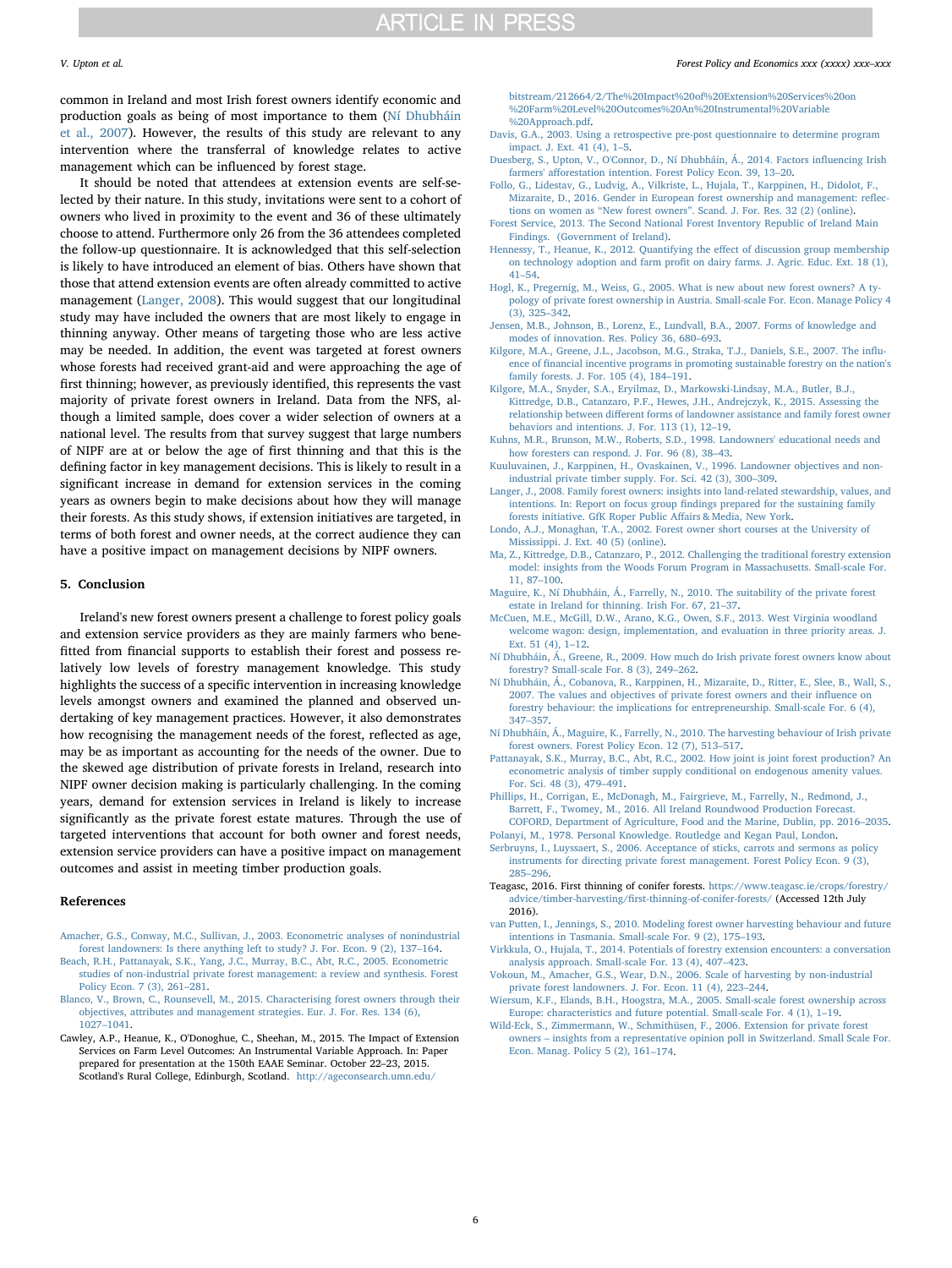common in Ireland and most Irish forest owners identify economic and production goals as being of most importance to them (Ní Dhubháin et al., 2007). However, the results of this study are relevant to any intervention where the transferral of knowledge relates to active management which can be influenced by forest stage.

It should be noted that attendees at extension events are self-selected by their nature. In this study, invitations were sent to a cohort of owners who lived in proximity to the event and 36 of these ultimately choose to attend. Furthermore only 26 from the 36 attendees completed the follow-up questionnaire. It is acknowledged that this self-selection is likely to have introduced an element of bias. Others have shown that those that attend extension events are often already committed to active management (Langer, 2008). This would suggest that our longitudinal study may have included the owners that are most likely to engage in thinning anyway. Other means of targeting those who are less active may be needed. In addition, the event was targeted at forest owners whose forests had received grant-aid and were approaching the age of first thinning; however, as previously identified, this represents the vast majority of private forest owners in Ireland. Data from the NFS, although a limited sample, does cover a wider selection of owners at a national level. The results from that survey suggest that large numbers of NIPF are at or below the age of first thinning and that this is the defining factor in key management decisions. This is likely to result in a significant increase in demand for extension services in the coming years as owners begin to make decisions about how they will manage their forests. As this study shows, if extension initiatives are targeted, in terms of both forest and owner needs, at the correct audience they can have a positive impact on management decisions by NIPF owners.

## 5. Conclusion

Ireland's new forest owners present a challenge to forest policy goals and extension service providers as they are mainly farmers who benefitted from financial supports to establish their forest and possess relatively low levels of forestry management knowledge. This study highlights the success of a specific intervention in increasing knowledge levels amongst owners and examined the planned and observed undertaking of key management practices. However, it also demonstrates how recognising the management needs of the forest, reflected as age, may be as important as accounting for the needs of the owner. Due to the skewed age distribution of private forests in Ireland, research into NIPF owner decision making is particularly challenging. In the coming years, demand for extension services in Ireland is likely to increase significantly as the private forest estate matures. Through the use of targeted interventions that account for both owner and forest needs, extension service providers can have a positive impact on management outcomes and assist in meeting timber production goals.

## References

Amacher, G.S., Conway, M.C., Sullivan, J., 2003. Econometric analyses of nonindustrial forest landowners: Is there anything left to study? J. For. Econ. 9 (2), 137–164.

Beach, R.H., Pattanayak, S.K., Yang, J.C., Murray, B.C., Abt, R.C., 2005. Econometric studies of non-industrial private forest management: a review and synthesis. Forest Policy Econ. 7 (3), 261–281.

Blanco, V., Brown, C., Rounsevell, M., 2015. Characterising forest owners through their objectives, attributes and management strategies. Eur. J. For. Res. 134 (6), 1027–1041.

Cawley, A.P., Heanue, K., O'Donoghue, C., Sheehan, M., 2015. The Impact of Extension Services on Farm Level Outcomes: An Instrumental Variable Approach. In: Paper prepared for presentation at the 150th EAAE Seminar. October 22–23, 2015. Scotland's Rural College, Edinburgh, Scotland. http://ageconsearch.umn.edu/bitstream/212664/2/The%20Impact%20of%20Extension%20Services%20on%20Farm%20Level%20Outcomes%20An%20Instrumental%20Variable%20Approach.pdf.

Davis, G.A., 2003. Using a retrospective pre-post questionnaire to determine program impact. J. Ext. 41 (4), 1–5.

Duesberg, S., Upton, V., O'Connor, D., Ní Dhubháin, Á., 2014. Factors influencing Irish farmers' afforestation intention. Forest Policy Econ. 39, 13–20.

Follo, G., Lidestav, G., Ludvig, A., Vilkriste, L., Hujala, T., Karppinen, H., Didolot, F., Mizaraite, D., 2016. Gender in European forest ownership and management: reflections on women as "New forest owners". Scand. J. For. Res. 32 (2) (online).

Forest Service, 2013. The Second National Forest Inventory Republic of Ireland Main Findings. (Government of Ireland).

Hennessy, T., Heanue, K., 2012. Quantifying the effect of discussion group membership on technology adoption and farm profit on dairy farms. J. Agric. Educ. Ext. 18 (1), 41–54.

Hogl, K., Pregernig, M., Weiss, G., 2005. What is new about new forest owners? A typology of private forest ownership in Austria. Small-scale For. Econ. Manage Policy 4 (3), 325–342.

Jensen, M.B., Johnson, B., Lorenz, E., Lundvall, B.A., 2007. Forms of knowledge and modes of innovation. Res. Policy 36, 680–693.

Kilgore, M.A., Greene, J.L., Jacobson, M.G., Straka, T.J., Daniels, S.E., 2007. The influence of financial incentive programs in promoting sustainable forestry on the nation's family forests. J. For. 105 (4), 184–191.

Kilgore, M.A., Snyder, S.A., Eryilmaz, D., Markowski-Lindsay, M.A., Butler, B.J., Kittredge, D.B., Catanzaro, P.F., Hewes, J.H., Andrejczyk, K., 2015. Assessing the relationship between different forms of landowner assistance and family forest owner behaviors and intentions. J. For. 113 (1), 12–19.

Kuhns, M.R., Brunson, M.W., Roberts, S.D., 1998. Landowners' educational needs and how foresters can respond. J. For. 96 (8), 38–43.

Kuuluvainen, J., Karppinen, H., Ovaskainen, V., 1996. Landowner objectives and nonindustrial private timber supply. For. Sci. 42 (3), 300–309.

Langer, J., 2008. Family forest owners: insights into land-related stewardship, values, and intentions. In: Report on focus group findings prepared for the sustaining family forests initiative. GfK Roper Public Affairs & Media, New York.

Londo, A.J., Monaghan, T.A., 2002. Forest owner short courses at the University of Mississippi. J. Ext. 40 (5) (online).

Ma, Z., Kittredge, D.B., Catanzaro, P., 2012. Challenging the traditional forestry extension model: insights from the Woods Forum Program in Massachusetts. Small-scale For. 11, 87–100.

Maguire, K., Ní Dhubháin, Á., Farrelly, N., 2010. The suitability of the private forest estate in Ireland for thinning. Irish For. 67, 21–37.

McCuen, M.E., McGill, D.W., Arano, K.G., Owen, S.F., 2013. West Virginia woodland welcome wagon: design, implementation, and evaluation in three priority areas. J. Ext. 51 (4), 1–12.

Ní Dhubháin, Á., Greene, R., 2009. How much do Irish private forest owners know about forestry? Small-scale For. 8 (3), 249–262.

Ní Dhubháin, Á., Cobanova, R., Karppinen, H., Mizaraite, D., Ritter, E., Slee, B., Wall, S., 2007. The values and objectives of private forest owners and their influence on forestry behaviour: the implications for entrepreneurship. Small-scale For. 6 (4), 347–357.

Ní Dhubháin, Á., Maguire, K., Farrelly, N., 2010. The harvesting behaviour of Irish private forest owners. Forest Policy Econ. 12 (7), 513–517.

Pattanayak, S.K., Murray, B.C., Abt, R.C., 2002. How joint is joint forest production? An econometric analysis of timber supply conditional on endogenous amenity values. For. Sci. 48 (3), 479–491.

Phillips, H., Corrigan, E., McDonagh, M., Fairgrieve, M., Farrelly, N., Redmond, J., Barrett, F., Twomey, M., 2016. All Ireland Roundwood Production Forecast. COFORD, Department of Agriculture, Food and the Marine, Dublin, pp. 2016–2035.

Polanyi, M., 1978. Personal Knowledge. Routledge and Kegan Paul, London.

Serbruyns, I., Luyssaert, S., 2006. Acceptance of sticks, carrots and sermons as policy instruments for directing private forest management. Forest Policy Econ. 9 (3), 285–296.

Teagasc, 2016. First thinning of conifer forests. https://www.teagasc.ie/crops/forestry/advice/timber-harvesting/first-thinning-of-conifer-forests/ (Accessed 12th July 2016).

van Putten, I., Jennings, S., 2010. Modeling forest owner harvesting behaviour and future intentions in Tasmania. Small-scale For. 9 (2), 175–193.

Virkkula, O., Hujala, T., 2014. Potentials of forestry extension encounters: a conversation analysis approach. Small-scale For. 13 (4), 407–423.

Vokoun, M., Amacher, G.S., Wear, D.N., 2006. Scale of harvesting by non-industrial private forest landowners. J. For. Econ. 11 (4), 223–244.

Wiersum, K.F., Elands, B.H., Hoogstra, M.A., 2005. Small-scale forest ownership across Europe: characteristics and future potential. Small-scale For. 4 (1), 1–19.

Wild-Eck, S., Zimmermann, W., Schmithüsen, F., 2006. Extension for private forest owners – insights from a representative opinion poll in Switzerland. Small Scale For. Econ. Manag. Policy 5 (2), 161–174.